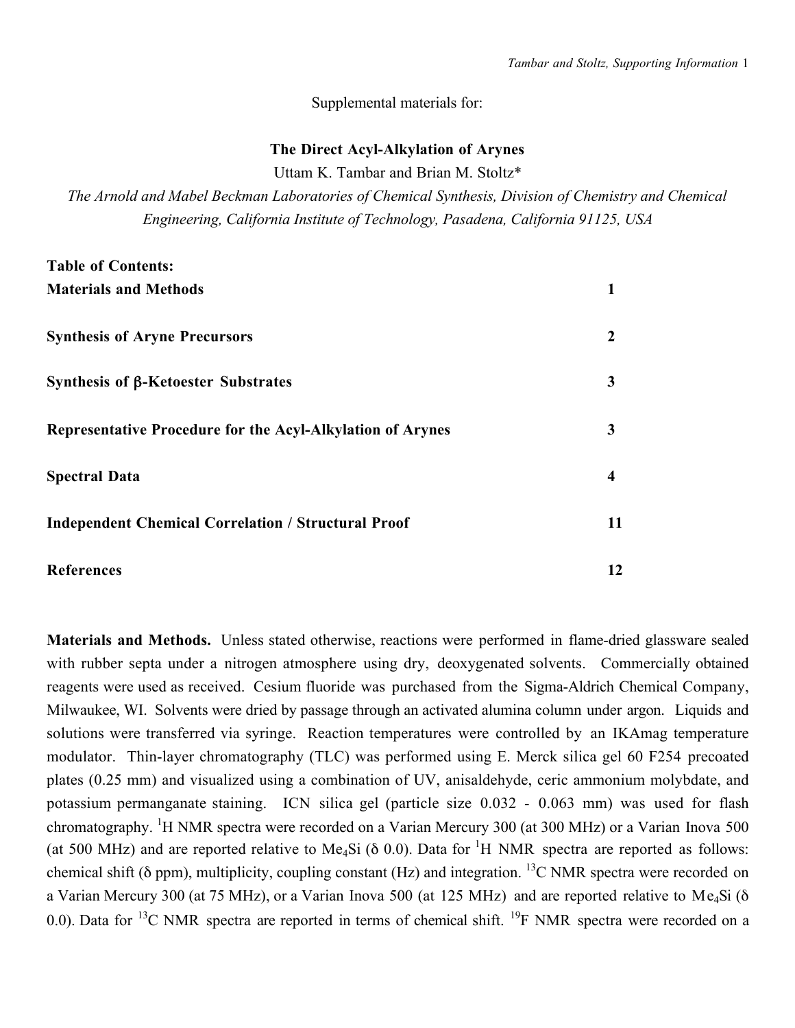Supplemental materials for:

# The Direct Acyl-Alkylation of Arynes

Uttam K. Tambar and Brian M. Stoltz*

*The Arnold and Mabel Beckman Laboratories of Chemical Synthesis, Division of Chemistry and Chemical Engineering, California Institute of Technology, Pasadena, California 91125, USA*

**Table of Contents:**

| | |
|---|---|
| **Materials and Methods** | **1** |
| **Synthesis of Aryne Precursors** | **2** |
| **Synthesis of β-Ketoester Substrates** | **3** |
| **Representative Procedure for the Acyl-Alkylation of Arynes** | **3** |
| **Spectral Data** | **4** |
| **Independent Chemical Correlation / Structural Proof** | **11** |
| **References** | **12** |

**Materials and Methods.** Unless stated otherwise, reactions were performed in flame-dried glassware sealed with rubber septa under a nitrogen atmosphere using dry, deoxygenated solvents. Commercially obtained reagents were used as received. Cesium fluoride was purchased from the Sigma-Aldrich Chemical Company, Milwaukee, WI. Solvents were dried by passage through an activated alumina column under argon. Liquids and solutions were transferred via syringe. Reaction temperatures were controlled by an IKAmag temperature modulator. Thin-layer chromatography (TLC) was performed using E. Merck silica gel 60 F254 precoated plates (0.25 mm) and visualized using a combination of UV, anisaldehyde, ceric ammonium molybdate, and potassium permanganate staining. ICN silica gel (particle size 0.032 - 0.063 mm) was used for flash chromatography. $^{1}H$ NMR spectra were recorded on a Varian Mercury 300 (at 300 MHz) or a Varian Inova 500 (at 500 MHz) and are reported relative to $Me_4Si$ (δ 0.0). Data for $^{1}H$ NMR spectra are reported as follows: chemical shift (δ ppm), multiplicity, coupling constant (Hz) and integration. $^{13}C$ NMR spectra were recorded on a Varian Mercury 300 (at 75 MHz), or a Varian Inova 500 (at 125 MHz) and are reported relative to $Me_4Si$ (δ 0.0). Data for $^{13}C$ NMR spectra are reported in terms of chemical shift. $^{19}F$ NMR spectra were recorded on a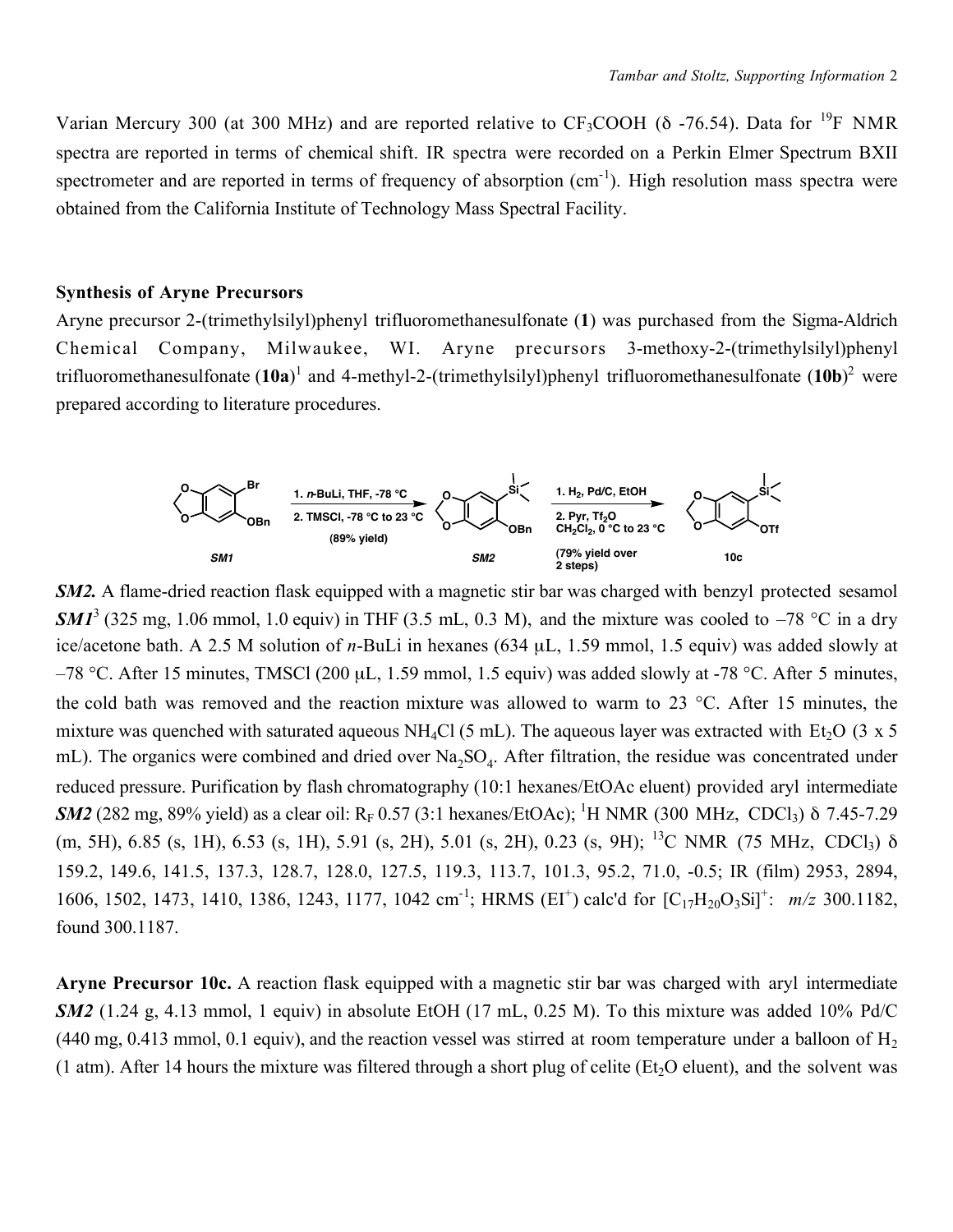Varian Mercury 300 (at 300 MHz) and are reported relative to $CF_3COOH$ (δ -76.54). Data for $^{19}F$ NMR spectra are reported in terms of chemical shift. IR spectra were recorded on a Perkin Elmer Spectrum BXII spectrometer and are reported in terms of frequency of absorption ($cm^{-1}$). High resolution mass spectra were obtained from the California Institute of Technology Mass Spectral Facility.

**Synthesis of Aryne Precursors**

Aryne precursor 2-(trimethylsilyl)phenyl trifluoromethanesulfonate (**1**) was purchased from the Sigma-Aldrich Chemical Company, Milwaukee, WI. Aryne precursors 3-methoxy-2-(trimethylsilyl)phenyl trifluoromethanesulfonate (**10a**)[1] and 4-methyl-2-(trimethylsilyl)phenyl trifluoromethanesulfonate (**10b**)[2] were prepared according to literature procedures.

*SM1* → (1. *n*-BuLi, THF, -78 °C; 2. TMSCl, -78 °C to 23 °C; (89% yield)) → *SM2* → (1. $H_2$, Pd/C, EtOH; 2. Pyr, $Tf_2O$, $CH_2Cl_2$, 0 °C to 23 °C; (79% yield over 2 steps)) → **10c**

***SM2.*** A flame-dried reaction flask equipped with a magnetic stir bar was charged with benzyl protected sesamol ***SM1***[3] (325 mg, 1.06 mmol, 1.0 equiv) in THF (3.5 mL, 0.3 M), and the mixture was cooled to –78 °C in a dry ice/acetone bath. A 2.5 M solution of *n*-BuLi in hexanes (634 μL, 1.59 mmol, 1.5 equiv) was added slowly at –78 °C. After 15 minutes, TMSCl (200 μL, 1.59 mmol, 1.5 equiv) was added slowly at -78 °C. After 5 minutes, the cold bath was removed and the reaction mixture was allowed to warm to 23 °C. After 15 minutes, the mixture was quenched with saturated aqueous $NH_4Cl$ (5 mL). The aqueous layer was extracted with $Et_2O$ (3 x 5 mL). The organics were combined and dried over $Na_2SO_4$. After filtration, the residue was concentrated under reduced pressure. Purification by flash chromatography (10:1 hexanes/EtOAc eluent) provided aryl intermediate ***SM2*** (282 mg, 89% yield) as a clear oil: $R_F$ 0.57 (3:1 hexanes/EtOAc); $^1H$ NMR (300 MHz, $CDCl_3$) δ 7.45-7.29 (m, 5H), 6.85 (s, 1H), 6.53 (s, 1H), 5.91 (s, 2H), 5.01 (s, 2H), 0.23 (s, 9H); $^{13}C$ NMR (75 MHz, $CDCl_3$) δ 159.2, 149.6, 141.5, 137.3, 128.7, 128.0, 127.5, 119.3, 113.7, 101.3, 95.2, 71.0, -0.5; IR (film) 2953, 2894, 1606, 1502, 1473, 1410, 1386, 1243, 1177, 1042 $cm^{-1}$; HRMS ($EI^+$) calc'd for $[C_{17}H_{20}O_3Si]^+$: *m/z* 300.1182, found 300.1187.

**Aryne Precursor 10c.** A reaction flask equipped with a magnetic stir bar was charged with aryl intermediate ***SM2*** (1.24 g, 4.13 mmol, 1 equiv) in absolute EtOH (17 mL, 0.25 M). To this mixture was added 10% Pd/C (440 mg, 0.413 mmol, 0.1 equiv), and the reaction vessel was stirred at room temperature under a balloon of $H_2$ (1 atm). After 14 hours the mixture was filtered through a short plug of celite ($Et_2O$ eluent), and the solvent was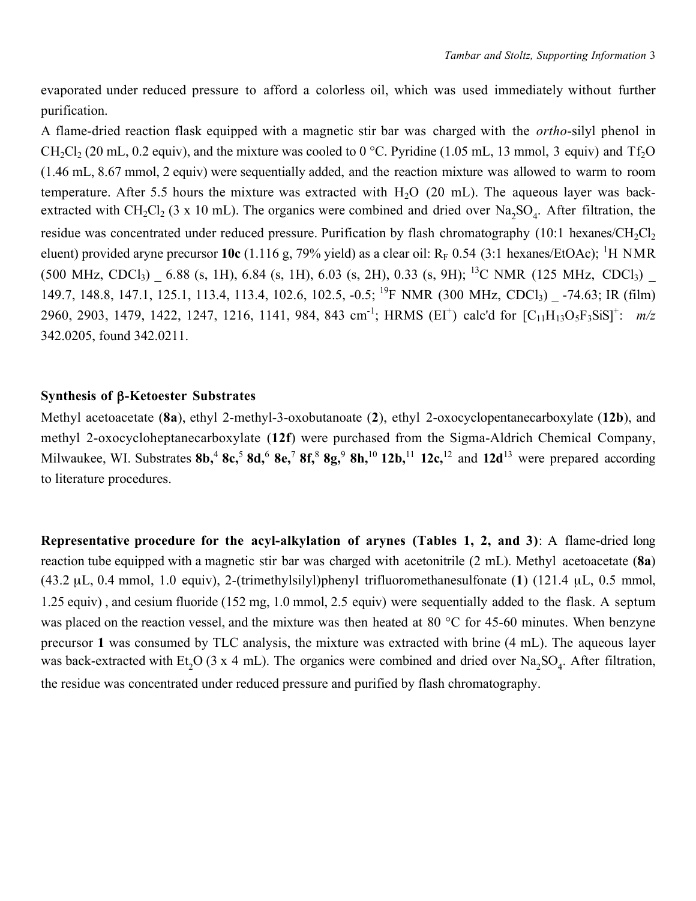evaporated under reduced pressure to afford a colorless oil, which was used immediately without further purification.

A flame-dried reaction flask equipped with a magnetic stir bar was charged with the *ortho*-silyl phenol in $CH_2Cl_2$ (20 mL, 0.2 equiv), and the mixture was cooled to 0 °C. Pyridine (1.05 mL, 13 mmol, 3 equiv) and $Tf_2O$ (1.46 mL, 8.67 mmol, 2 equiv) were sequentially added, and the reaction mixture was allowed to warm to room temperature. After 5.5 hours the mixture was extracted with $H_2O$ (20 mL). The aqueous layer was back-extracted with $CH_2Cl_2$ (3 x 10 mL). The organics were combined and dried over $Na_2SO_4$. After filtration, the residue was concentrated under reduced pressure. Purification by flash chromatography (10:1 hexanes/$CH_2Cl_2$ eluent) provided aryne precursor **10c** (1.116 g, 79% yield) as a clear oil: $R_F$ 0.54 (3:1 hexanes/EtOAc); $^1$H NMR (500 MHz, $CDCl_3$) _ 6.88 (s, 1H), 6.84 (s, 1H), 6.03 (s, 2H), 0.33 (s, 9H); $^{13}$C NMR (125 MHz, $CDCl_3$) _ 149.7, 148.8, 147.1, 125.1, 113.4, 113.4, 102.6, 102.5, -0.5; $^{19}$F NMR (300 MHz, $CDCl_3$) _ -74.63; IR (film) 2960, 2903, 1479, 1422, 1247, 1216, 1141, 984, 843 cm$^{-1}$; HRMS (EI$^+$) calc'd for $[C_{11}H_{13}O_5F_3SiS]^+$: *m/z* 342.0205, found 342.0211.

## Synthesis of β-Ketoester Substrates

Methyl acetoacetate (**8a**), ethyl 2-methyl-3-oxobutanoate (**2**), ethyl 2-oxocyclopentanecarboxylate (**12b**), and methyl 2-oxocycloheptanecarboxylate (**12f**) were purchased from the Sigma-Aldrich Chemical Company, Milwaukee, WI. Substrates **8b**,[4] **8c**,[5] **8d**,[6] **8e**,[7] **8f**,[8] **8g**,[9] **8h**,[10] **12b**,[11] **12c**,[12] and **12d**[13] were prepared according to literature procedures.

**Representative procedure for the acyl-alkylation of arynes (Tables 1, 2, and 3)**: A flame-dried long reaction tube equipped with a magnetic stir bar was charged with acetonitrile (2 mL). Methyl acetoacetate (**8a**) (43.2 μL, 0.4 mmol, 1.0 equiv), 2-(trimethylsilyl)phenyl trifluoromethanesulfonate (**1**) (121.4 μL, 0.5 mmol, 1.25 equiv) , and cesium fluoride (152 mg, 1.0 mmol, 2.5 equiv) were sequentially added to the flask. A septum was placed on the reaction vessel, and the mixture was then heated at 80 °C for 45-60 minutes. When benzyne precursor **1** was consumed by TLC analysis, the mixture was extracted with brine (4 mL). The aqueous layer was back-extracted with $Et_2O$ (3 x 4 mL). The organics were combined and dried over $Na_2SO_4$. After filtration, the residue was concentrated under reduced pressure and purified by flash chromatography.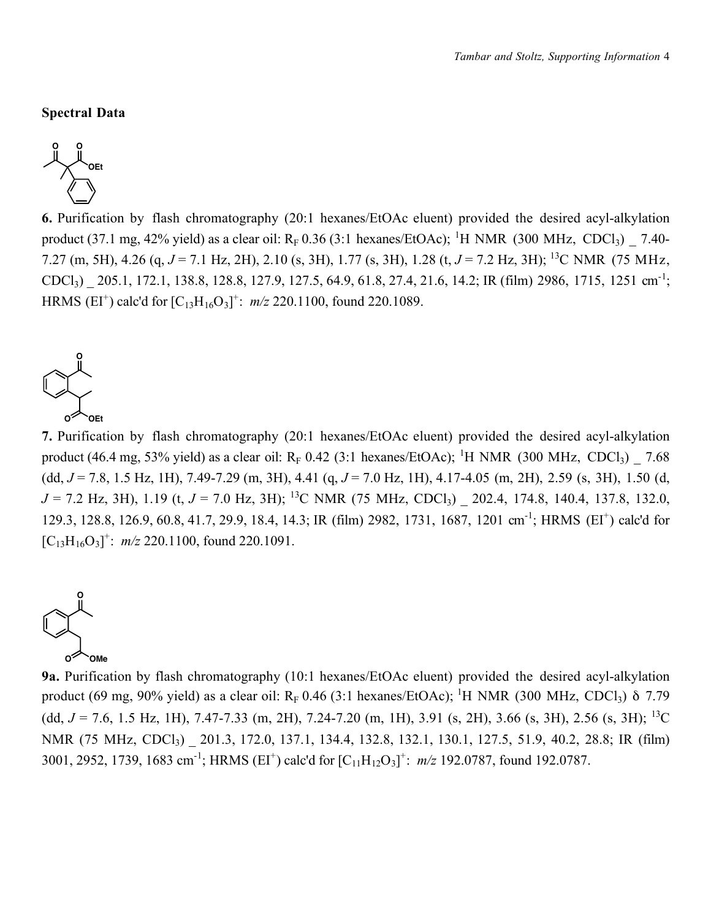## Spectral Data

**6.** Purification by flash chromatography (20:1 hexanes/EtOAc eluent) provided the desired acyl-alkylation product (37.1 mg, 42% yield) as a clear oil: $R_F$ 0.36 (3:1 hexanes/EtOAc); $^1$H NMR (300 MHz, $CDCl_3$) _ 7.40-7.27 (m, 5H), 4.26 (q, $J$ = 7.1 Hz, 2H), 2.10 (s, 3H), 1.77 (s, 3H), 1.28 (t, $J$ = 7.2 Hz, 3H); $^{13}$C NMR (75 MHz, $CDCl_3$) _ 205.1, 172.1, 138.8, 128.8, 127.9, 127.5, 64.9, 61.8, 27.4, 21.6, 14.2; IR (film) 2986, 1715, 1251 cm$^{-1}$; HRMS (EI$^+$) calc'd for $[C_{13}H_{16}O_3]^+$: $m/z$ 220.1100, found 220.1089.

**7.** Purification by flash chromatography (20:1 hexanes/EtOAc eluent) provided the desired acyl-alkylation product (46.4 mg, 53% yield) as a clear oil: $R_F$ 0.42 (3:1 hexanes/EtOAc); $^1$H NMR (300 MHz, $CDCl_3$) _ 7.68 (dd, $J$ = 7.8, 1.5 Hz, 1H), 7.49-7.29 (m, 3H), 4.41 (q, $J$ = 7.0 Hz, 1H), 4.17-4.05 (m, 2H), 2.59 (s, 3H), 1.50 (d, $J$ = 7.2 Hz, 3H), 1.19 (t, $J$ = 7.0 Hz, 3H); $^{13}$C NMR (75 MHz, $CDCl_3$) _ 202.4, 174.8, 140.4, 137.8, 132.0, 129.3, 128.8, 126.9, 60.8, 41.7, 29.9, 18.4, 14.3; IR (film) 2982, 1731, 1687, 1201 cm$^{-1}$; HRMS (EI$^+$) calc'd for $[C_{13}H_{16}O_3]^+$: $m/z$ 220.1100, found 220.1091.

**9a.** Purification by flash chromatography (10:1 hexanes/EtOAc eluent) provided the desired acyl-alkylation product (69 mg, 90% yield) as a clear oil: $R_F$ 0.46 (3:1 hexanes/EtOAc); $^1$H NMR (300 MHz, $CDCl_3$) $\delta$ 7.79 (dd, $J$ = 7.6, 1.5 Hz, 1H), 7.47-7.33 (m, 2H), 7.24-7.20 (m, 1H), 3.91 (s, 2H), 3.66 (s, 3H), 2.56 (s, 3H); $^{13}$C NMR (75 MHz, $CDCl_3$) _ 201.3, 172.0, 137.1, 134.4, 132.8, 132.1, 130.1, 127.5, 51.9, 40.2, 28.8; IR (film) 3001, 2952, 1739, 1683 cm$^{-1}$; HRMS (EI$^+$) calc'd for $[C_{11}H_{12}O_3]^+$: $m/z$ 192.0787, found 192.0787.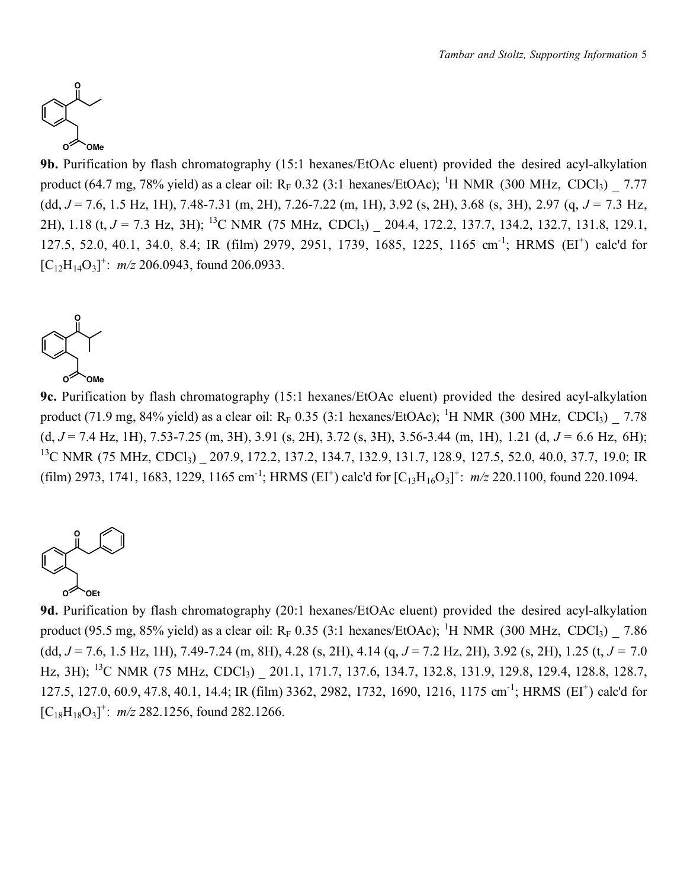**9b.** Purification by flash chromatography (15:1 hexanes/EtOAc eluent) provided the desired acyl-alkylation product (64.7 mg, 78% yield) as a clear oil: $R_F$ 0.32 (3:1 hexanes/EtOAc); $^1$H NMR (300 MHz, $CDCl_3$) _ 7.77 (dd, $J$ = 7.6, 1.5 Hz, 1H), 7.48-7.31 (m, 2H), 7.26-7.22 (m, 1H), 3.92 (s, 2H), 3.68 (s, 3H), 2.97 (q, $J$ = 7.3 Hz, 2H), 1.18 (t, $J$ = 7.3 Hz, 3H); $^{13}$C NMR (75 MHz, $CDCl_3$) _ 204.4, 172.2, 137.7, 134.2, 132.7, 131.8, 129.1, 127.5, 52.0, 40.1, 34.0, 8.4; IR (film) 2979, 2951, 1739, 1685, 1225, 1165 cm$^{-1}$; HRMS (EI$^+$) calc'd for $[C_{12}H_{14}O_3]^+$: $m/z$ 206.0943, found 206.0933.

**9c.** Purification by flash chromatography (15:1 hexanes/EtOAc eluent) provided the desired acyl-alkylation product (71.9 mg, 84% yield) as a clear oil: $R_F$ 0.35 (3:1 hexanes/EtOAc); $^1$H NMR (300 MHz, $CDCl_3$) _ 7.78 (d, $J$ = 7.4 Hz, 1H), 7.53-7.25 (m, 3H), 3.91 (s, 2H), 3.72 (s, 3H), 3.56-3.44 (m, 1H), 1.21 (d, $J$ = 6.6 Hz, 6H); $^{13}$C NMR (75 MHz, $CDCl_3$) _ 207.9, 172.2, 137.2, 134.7, 132.9, 131.7, 128.9, 127.5, 52.0, 40.0, 37.7, 19.0; IR (film) 2973, 1741, 1683, 1229, 1165 cm$^{-1}$; HRMS (EI$^+$) calc'd for $[C_{13}H_{16}O_3]^+$: $m/z$ 220.1100, found 220.1094.

**9d.** Purification by flash chromatography (20:1 hexanes/EtOAc eluent) provided the desired acyl-alkylation product (95.5 mg, 85% yield) as a clear oil: $R_F$ 0.35 (3:1 hexanes/EtOAc); $^1$H NMR (300 MHz, $CDCl_3$) _ 7.86 (dd, $J$ = 7.6, 1.5 Hz, 1H), 7.49-7.24 (m, 8H), 4.28 (s, 2H), 4.14 (q, $J$ = 7.2 Hz, 2H), 3.92 (s, 2H), 1.25 (t, $J$ = 7.0 Hz, 3H); $^{13}$C NMR (75 MHz, $CDCl_3$) _ 201.1, 171.7, 137.6, 134.7, 132.8, 131.9, 129.8, 129.4, 128.8, 128.7, 127.5, 127.0, 60.9, 47.8, 40.1, 14.4; IR (film) 3362, 2982, 1732, 1690, 1216, 1175 cm$^{-1}$; HRMS (EI$^+$) calc'd for $[C_{18}H_{18}O_3]^+$: $m/z$ 282.1256, found 282.1266.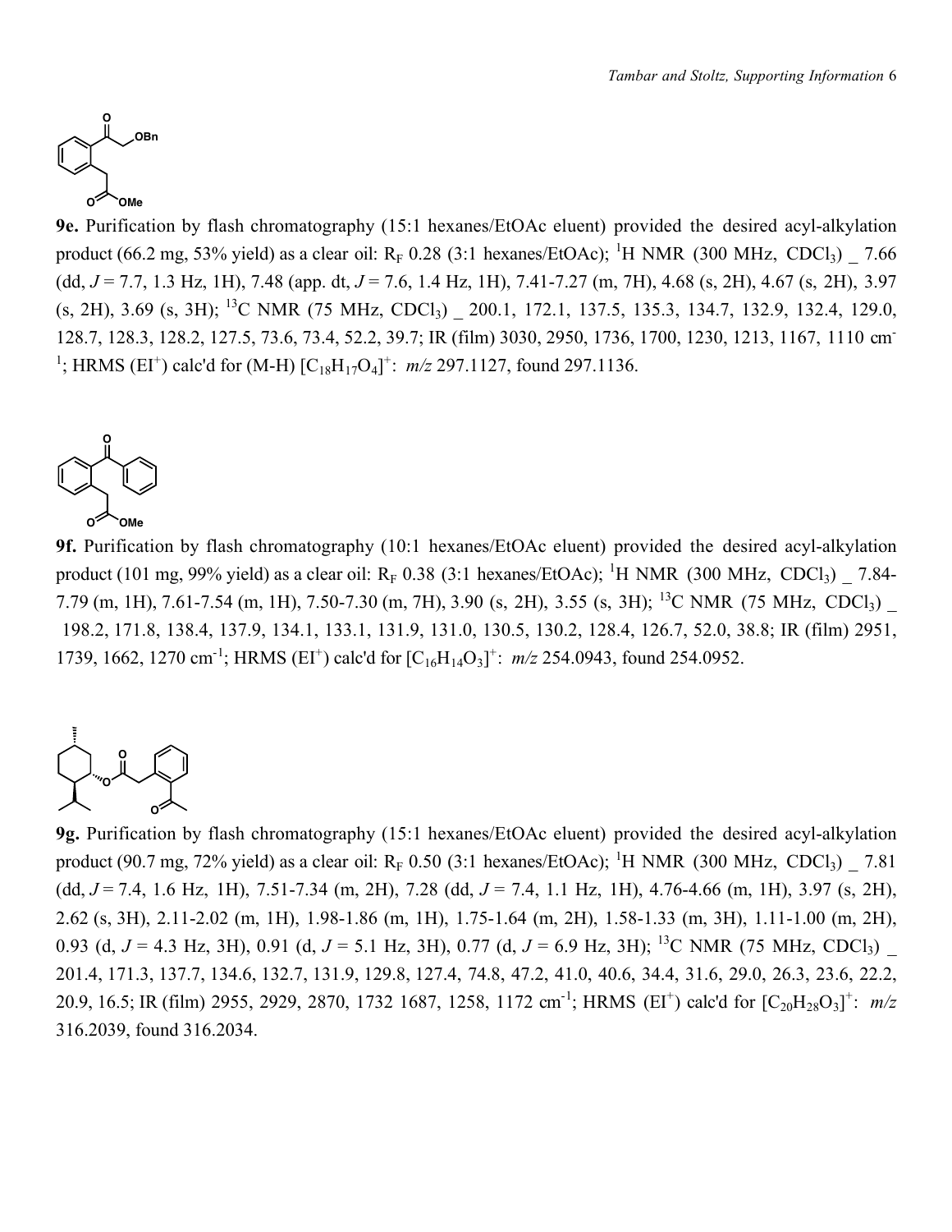**9e.** Purification by flash chromatography (15:1 hexanes/EtOAc eluent) provided the desired acyl-alkylation product (66.2 mg, 53% yield) as a clear oil: $R_F$ 0.28 (3:1 hexanes/EtOAc); $^1$H NMR (300 MHz, $CDCl_3$) _ 7.66 (dd, $J$ = 7.7, 1.3 Hz, 1H), 7.48 (app. dt, $J$ = 7.6, 1.4 Hz, 1H), 7.41-7.27 (m, 7H), 4.68 (s, 2H), 4.67 (s, 2H), 3.97 (s, 2H), 3.69 (s, 3H); $^{13}$C NMR (75 MHz, $CDCl_3$) _ 200.1, 172.1, 137.5, 135.3, 134.7, 132.9, 132.4, 129.0, 128.7, 128.3, 128.2, 127.5, 73.6, 73.4, 52.2, 39.7; IR (film) 3030, 2950, 1736, 1700, 1230, 1213, 1167, 1110 cm$^{-1}$; HRMS (EI$^+$) calc'd for (M-H) $[C_{18}H_{17}O_4]^+$: $m/z$ 297.1127, found 297.1136.

**9f.** Purification by flash chromatography (10:1 hexanes/EtOAc eluent) provided the desired acyl-alkylation product (101 mg, 99% yield) as a clear oil: $R_F$ 0.38 (3:1 hexanes/EtOAc); $^1$H NMR (300 MHz, $CDCl_3$) _ 7.84-7.79 (m, 1H), 7.61-7.54 (m, 1H), 7.50-7.30 (m, 7H), 3.90 (s, 2H), 3.55 (s, 3H); $^{13}$C NMR (75 MHz, $CDCl_3$) _ 198.2, 171.8, 138.4, 137.9, 134.1, 133.1, 131.9, 131.0, 130.5, 130.2, 128.4, 126.7, 52.0, 38.8; IR (film) 2951, 1739, 1662, 1270 cm$^{-1}$; HRMS (EI$^+$) calc'd for $[C_{16}H_{14}O_3]^+$: $m/z$ 254.0943, found 254.0952.

**9g.** Purification by flash chromatography (15:1 hexanes/EtOAc eluent) provided the desired acyl-alkylation product (90.7 mg, 72% yield) as a clear oil: $R_F$ 0.50 (3:1 hexanes/EtOAc); $^1$H NMR (300 MHz, $CDCl_3$) _ 7.81 (dd, $J$ = 7.4, 1.6 Hz, 1H), 7.51-7.34 (m, 2H), 7.28 (dd, $J$ = 7.4, 1.1 Hz, 1H), 4.76-4.66 (m, 1H), 3.97 (s, 2H), 2.62 (s, 3H), 2.11-2.02 (m, 1H), 1.98-1.86 (m, 1H), 1.75-1.64 (m, 2H), 1.58-1.33 (m, 3H), 1.11-1.00 (m, 2H), 0.93 (d, $J$ = 4.3 Hz, 3H), 0.91 (d, $J$ = 5.1 Hz, 3H), 0.77 (d, $J$ = 6.9 Hz, 3H); $^{13}$C NMR (75 MHz, $CDCl_3$) _ 201.4, 171.3, 137.7, 134.6, 132.7, 131.9, 129.8, 127.4, 74.8, 47.2, 41.0, 40.6, 34.4, 31.6, 29.0, 26.3, 23.6, 22.2, 20.9, 16.5; IR (film) 2955, 2929, 2870, 1732 1687, 1258, 1172 cm$^{-1}$; HRMS (EI$^+$) calc'd for $[C_{20}H_{28}O_3]^+$: $m/z$ 316.2039, found 316.2034.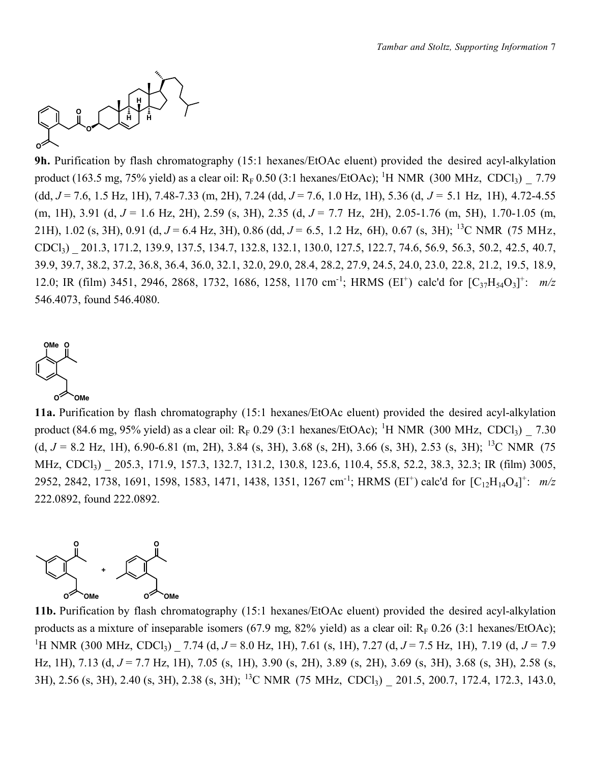**9h.** Purification by flash chromatography (15:1 hexanes/EtOAc eluent) provided the desired acyl-alkylation product (163.5 mg, 75% yield) as a clear oil: $R_F$ 0.50 (3:1 hexanes/EtOAc); $^1$H NMR (300 MHz, $CDCl_3$) _ 7.79 (dd, $J$ = 7.6, 1.5 Hz, 1H), 7.48-7.33 (m, 2H), 7.24 (dd, $J$ = 7.6, 1.0 Hz, 1H), 5.36 (d, $J$ = 5.1 Hz, 1H), 4.72-4.55 (m, 1H), 3.91 (d, $J$ = 1.6 Hz, 2H), 2.59 (s, 3H), 2.35 (d, $J$ = 7.7 Hz, 2H), 2.05-1.76 (m, 5H), 1.70-1.05 (m, 21H), 1.02 (s, 3H), 0.91 (d, $J$ = 6.4 Hz, 3H), 0.86 (dd, $J$ = 6.5, 1.2 Hz, 6H), 0.67 (s, 3H); $^{13}$C NMR (75 MHz, $CDCl_3$) _ 201.3, 171.2, 139.9, 137.5, 134.7, 132.8, 132.1, 130.0, 127.5, 122.7, 74.6, 56.9, 56.3, 50.2, 42.5, 40.7, 39.9, 39.7, 38.2, 37.2, 36.8, 36.4, 36.0, 32.1, 32.0, 29.0, 28.4, 28.2, 27.9, 24.5, 24.0, 23.0, 22.8, 21.2, 19.5, 18.9, 12.0; IR (film) 3451, 2946, 2868, 1732, 1686, 1258, 1170 cm$^{-1}$; HRMS (EI$^+$) calc'd for $[C_{37}H_{54}O_3]^+$: $m/z$ 546.4073, found 546.4080.

**11a.** Purification by flash chromatography (15:1 hexanes/EtOAc eluent) provided the desired acyl-alkylation product (84.6 mg, 95% yield) as a clear oil: $R_F$ 0.29 (3:1 hexanes/EtOAc); $^1$H NMR (300 MHz, $CDCl_3$) _ 7.30 (d, $J$ = 8.2 Hz, 1H), 6.90-6.81 (m, 2H), 3.84 (s, 3H), 3.68 (s, 2H), 3.66 (s, 3H), 2.53 (s, 3H); $^{13}$C NMR (75 MHz, $CDCl_3$) _ 205.3, 171.9, 157.3, 132.7, 131.2, 130.8, 123.6, 110.4, 55.8, 52.2, 38.3, 32.3; IR (film) 3005, 2952, 2842, 1738, 1691, 1598, 1583, 1471, 1438, 1351, 1267 cm$^{-1}$; HRMS (EI$^+$) calc'd for $[C_{12}H_{14}O_4]^+$: $m/z$ 222.0892, found 222.0892.

**11b.** Purification by flash chromatography (15:1 hexanes/EtOAc eluent) provided the desired acyl-alkylation products as a mixture of inseparable isomers (67.9 mg, 82% yield) as a clear oil: $R_F$ 0.26 (3:1 hexanes/EtOAc); $^1$H NMR (300 MHz, $CDCl_3$) _ 7.74 (d, $J$ = 8.0 Hz, 1H), 7.61 (s, 1H), 7.27 (d, $J$ = 7.5 Hz, 1H), 7.19 (d, $J$ = 7.9 Hz, 1H), 7.13 (d, $J$ = 7.7 Hz, 1H), 7.05 (s, 1H), 3.90 (s, 2H), 3.89 (s, 2H), 3.69 (s, 3H), 3.68 (s, 3H), 2.58 (s, 3H), 2.56 (s, 3H), 2.40 (s, 3H), 2.38 (s, 3H); $^{13}$C NMR (75 MHz, $CDCl_3$) _ 201.5, 200.7, 172.4, 172.3, 143.0,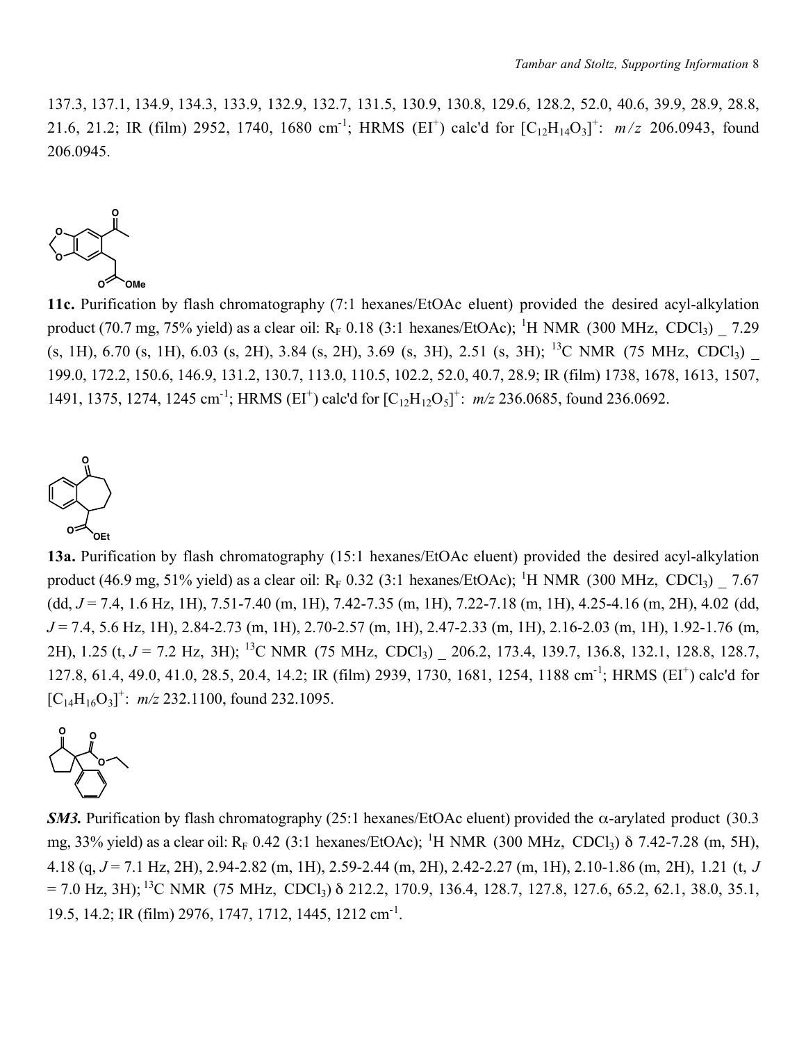137.3, 137.1, 134.9, 134.3, 133.9, 132.9, 132.7, 131.5, 130.9, 130.8, 129.6, 128.2, 52.0, 40.6, 39.9, 28.9, 28.8, 21.6, 21.2; IR (film) 2952, 1740, 1680 cm$^{-1}$; HRMS (EI$^+$) calc'd for $[C_{12}H_{14}O_3]^+$: *m/z* 206.0943, found 206.0945.

**11c.** Purification by flash chromatography (7:1 hexanes/EtOAc eluent) provided the desired acyl-alkylation product (70.7 mg, 75% yield) as a clear oil: $R_F$ 0.18 (3:1 hexanes/EtOAc); $^1$H NMR (300 MHz, $CDCl_3$) _ 7.29 (s, 1H), 6.70 (s, 1H), 6.03 (s, 2H), 3.84 (s, 2H), 3.69 (s, 3H), 2.51 (s, 3H); $^{13}$C NMR (75 MHz, $CDCl_3$) _ 199.0, 172.2, 150.6, 146.9, 131.2, 130.7, 113.0, 110.5, 102.2, 52.0, 40.7, 28.9; IR (film) 1738, 1678, 1613, 1507, 1491, 1375, 1274, 1245 cm$^{-1}$; HRMS (EI$^+$) calc'd for $[C_{12}H_{12}O_5]^+$: *m/z* 236.0685, found 236.0692.

**13a.** Purification by flash chromatography (15:1 hexanes/EtOAc eluent) provided the desired acyl-alkylation product (46.9 mg, 51% yield) as a clear oil: $R_F$ 0.32 (3:1 hexanes/EtOAc); $^1$H NMR (300 MHz, $CDCl_3$) _ 7.67 (dd, $J$ = 7.4, 1.6 Hz, 1H), 7.51-7.40 (m, 1H), 7.42-7.35 (m, 1H), 7.22-7.18 (m, 1H), 4.25-4.16 (m, 2H), 4.02 (dd, $J$ = 7.4, 5.6 Hz, 1H), 2.84-2.73 (m, 1H), 2.70-2.57 (m, 1H), 2.47-2.33 (m, 1H), 2.16-2.03 (m, 1H), 1.92-1.76 (m, 2H), 1.25 (t, $J$ = 7.2 Hz, 3H); $^{13}$C NMR (75 MHz, $CDCl_3$) _ 206.2, 173.4, 139.7, 136.8, 132.1, 128.8, 128.7, 127.8, 61.4, 49.0, 41.0, 28.5, 20.4, 14.2; IR (film) 2939, 1730, 1681, 1254, 1188 cm$^{-1}$; HRMS (EI$^+$) calc'd for $[C_{14}H_{16}O_3]^+$: *m/z* 232.1100, found 232.1095.

***SM3.*** Purification by flash chromatography (25:1 hexanes/EtOAc eluent) provided the α-arylated product (30.3 mg, 33% yield) as a clear oil: $R_F$ 0.42 (3:1 hexanes/EtOAc); $^1$H NMR (300 MHz, $CDCl_3$) δ 7.42-7.28 (m, 5H), 4.18 (q, $J$ = 7.1 Hz, 2H), 2.94-2.82 (m, 1H), 2.59-2.44 (m, 2H), 2.42-2.27 (m, 1H), 2.10-1.86 (m, 2H), 1.21 (t, $J$ = 7.0 Hz, 3H); $^{13}$C NMR (75 MHz, $CDCl_3$) δ 212.2, 170.9, 136.4, 128.7, 127.8, 127.6, 65.2, 62.1, 38.0, 35.1, 19.5, 14.2; IR (film) 2976, 1747, 1712, 1445, 1212 cm$^{-1}$.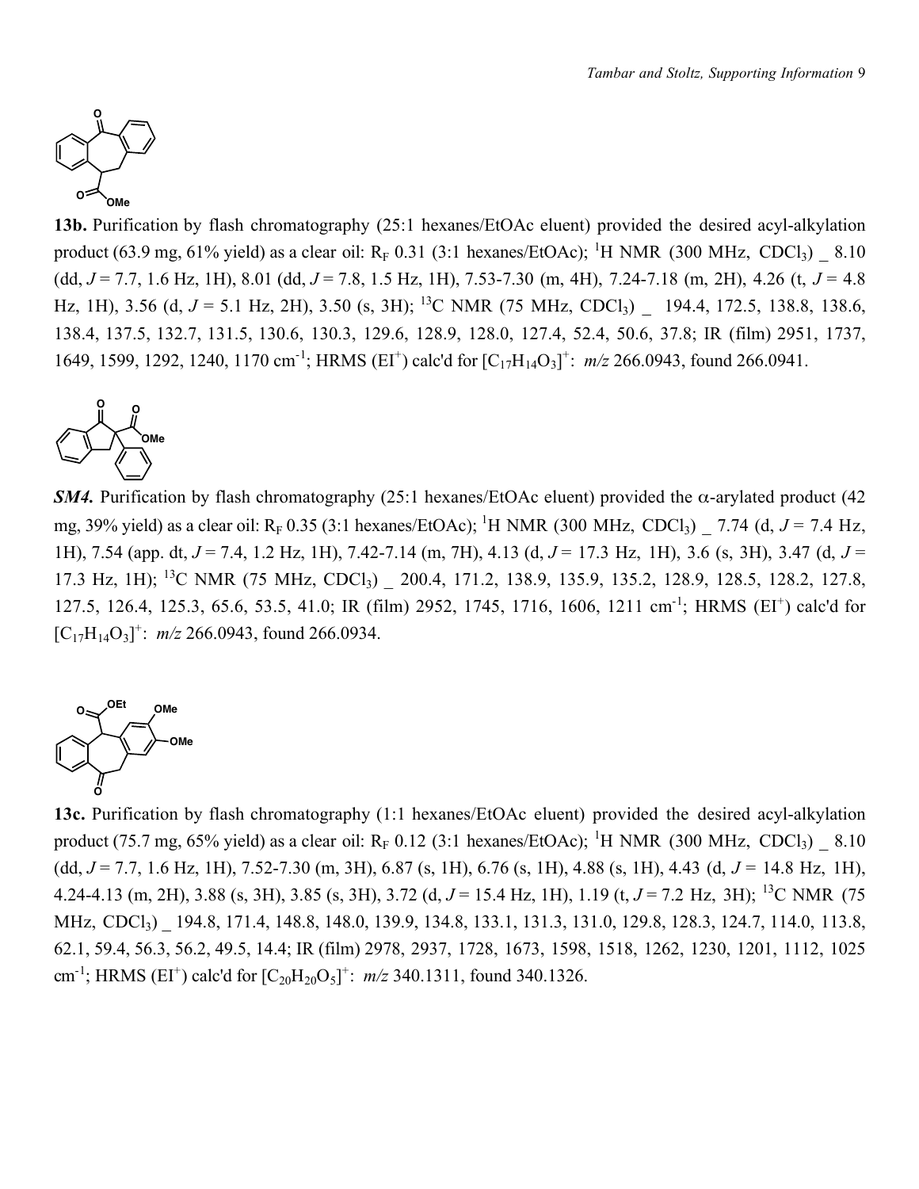**13b.** Purification by flash chromatography (25:1 hexanes/EtOAc eluent) provided the desired acyl-alkylation product (63.9 mg, 61% yield) as a clear oil: $R_F$ 0.31 (3:1 hexanes/EtOAc); $^1$H NMR (300 MHz, $CDCl_3$) _ 8.10 (dd, $J$ = 7.7, 1.6 Hz, 1H), 8.01 (dd, $J$ = 7.8, 1.5 Hz, 1H), 7.53-7.30 (m, 4H), 7.24-7.18 (m, 2H), 4.26 (t, $J$ = 4.8 Hz, 1H), 3.56 (d, $J$ = 5.1 Hz, 2H), 3.50 (s, 3H); $^{13}$C NMR (75 MHz, $CDCl_3$) _ 194.4, 172.5, 138.8, 138.6, 138.4, 137.5, 132.7, 131.5, 130.6, 130.3, 129.6, 128.9, 128.0, 127.4, 52.4, 50.6, 37.8; IR (film) 2951, 1737, 1649, 1599, 1292, 1240, 1170 cm$^{-1}$; HRMS (EI$^+$) calc'd for $[C_{17}H_{14}O_3]^+$: *m/z* 266.0943, found 266.0941.

***SM4.*** Purification by flash chromatography (25:1 hexanes/EtOAc eluent) provided the $\alpha$-arylated product (42 mg, 39% yield) as a clear oil: $R_F$ 0.35 (3:1 hexanes/EtOAc); $^1$H NMR (300 MHz, $CDCl_3$) _ 7.74 (d, $J$ = 7.4 Hz, 1H), 7.54 (app. dt, $J$ = 7.4, 1.2 Hz, 1H), 7.42-7.14 (m, 7H), 4.13 (d, $J$ = 17.3 Hz, 1H), 3.6 (s, 3H), 3.47 (d, $J$ = 17.3 Hz, 1H); $^{13}$C NMR (75 MHz, $CDCl_3$) _ 200.4, 171.2, 138.9, 135.9, 135.2, 128.9, 128.5, 128.2, 127.8, 127.5, 126.4, 125.3, 65.6, 53.5, 41.0; IR (film) 2952, 1745, 1716, 1606, 1211 cm$^{-1}$; HRMS (EI$^+$) calc'd for $[C_{17}H_{14}O_3]^+$: *m/z* 266.0943, found 266.0934.

**13c.** Purification by flash chromatography (1:1 hexanes/EtOAc eluent) provided the desired acyl-alkylation product (75.7 mg, 65% yield) as a clear oil: $R_F$ 0.12 (3:1 hexanes/EtOAc); $^1$H NMR (300 MHz, $CDCl_3$) _ 8.10 (dd, $J$ = 7.7, 1.6 Hz, 1H), 7.52-7.30 (m, 3H), 6.87 (s, 1H), 6.76 (s, 1H), 4.88 (s, 1H), 4.43 (d, $J$ = 14.8 Hz, 1H), 4.24-4.13 (m, 2H), 3.88 (s, 3H), 3.85 (s, 3H), 3.72 (d, $J$ = 15.4 Hz, 1H), 1.19 (t, $J$ = 7.2 Hz, 3H); $^{13}$C NMR (75 MHz, $CDCl_3$) _ 194.8, 171.4, 148.8, 148.0, 139.9, 134.8, 133.1, 131.3, 131.0, 129.8, 128.3, 124.7, 114.0, 113.8, 62.1, 59.4, 56.3, 56.2, 49.5, 14.4; IR (film) 2978, 2937, 1728, 1673, 1598, 1518, 1262, 1230, 1201, 1112, 1025 cm$^{-1}$; HRMS (EI$^+$) calc'd for $[C_{20}H_{20}O_5]^+$: *m/z* 340.1311, found 340.1326.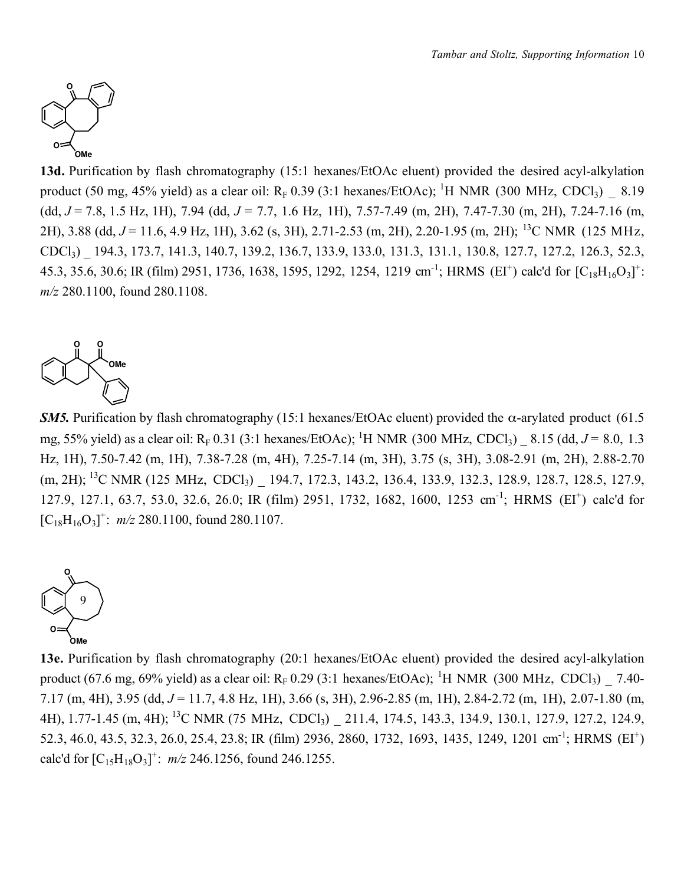**13d.** Purification by flash chromatography (15:1 hexanes/EtOAc eluent) provided the desired acyl-alkylation product (50 mg, 45% yield) as a clear oil: $R_F$ 0.39 (3:1 hexanes/EtOAc); $^1$H NMR (300 MHz, $CDCl_3$) _ 8.19 (dd, $J$ = 7.8, 1.5 Hz, 1H), 7.94 (dd, $J$ = 7.7, 1.6 Hz, 1H), 7.57-7.49 (m, 2H), 7.47-7.30 (m, 2H), 7.24-7.16 (m, 2H), 3.88 (dd, $J$ = 11.6, 4.9 Hz, 1H), 3.62 (s, 3H), 2.71-2.53 (m, 2H), 2.20-1.95 (m, 2H); $^{13}$C NMR (125 MHz, $CDCl_3$) _ 194.3, 173.7, 141.3, 140.7, 139.2, 136.7, 133.9, 133.0, 131.3, 131.1, 130.8, 127.7, 127.2, 126.3, 52.3, 45.3, 35.6, 30.6; IR (film) 2951, 1736, 1638, 1595, 1292, 1254, 1219 cm$^{-1}$; HRMS (EI$^+$) calc'd for $[C_{18}H_{16}O_3]^+$: $m/z$ 280.1100, found 280.1108.

***SM5.*** Purification by flash chromatography (15:1 hexanes/EtOAc eluent) provided the α-arylated product (61.5 mg, 55% yield) as a clear oil: $R_F$ 0.31 (3:1 hexanes/EtOAc); $^1$H NMR (300 MHz, $CDCl_3$) _ 8.15 (dd, $J$ = 8.0, 1.3 Hz, 1H), 7.50-7.42 (m, 1H), 7.38-7.28 (m, 4H), 7.25-7.14 (m, 3H), 3.75 (s, 3H), 3.08-2.91 (m, 2H), 2.88-2.70 (m, 2H); $^{13}$C NMR (125 MHz, $CDCl_3$) _ 194.7, 172.3, 143.2, 136.4, 133.9, 132.3, 128.9, 128.7, 128.5, 127.9, 127.9, 127.1, 63.7, 53.0, 32.6, 26.0; IR (film) 2951, 1732, 1682, 1600, 1253 cm$^{-1}$; HRMS (EI$^+$) calc'd for $[C_{18}H_{16}O_3]^+$: $m/z$ 280.1100, found 280.1107.

**13e.** Purification by flash chromatography (20:1 hexanes/EtOAc eluent) provided the desired acyl-alkylation product (67.6 mg, 69% yield) as a clear oil: $R_F$ 0.29 (3:1 hexanes/EtOAc); $^1$H NMR (300 MHz, $CDCl_3$) _ 7.40-7.17 (m, 4H), 3.95 (dd, $J$ = 11.7, 4.8 Hz, 1H), 3.66 (s, 3H), 2.96-2.85 (m, 1H), 2.84-2.72 (m, 1H), 2.07-1.80 (m, 4H), 1.77-1.45 (m, 4H); $^{13}$C NMR (75 MHz, $CDCl_3$) _ 211.4, 174.5, 143.3, 134.9, 130.1, 127.9, 127.2, 124.9, 52.3, 46.0, 43.5, 32.3, 26.0, 25.4, 23.8; IR (film) 2936, 2860, 1732, 1693, 1435, 1249, 1201 cm$^{-1}$; HRMS (EI$^+$) calc'd for $[C_{15}H_{18}O_3]^+$: $m/z$ 246.1256, found 246.1255.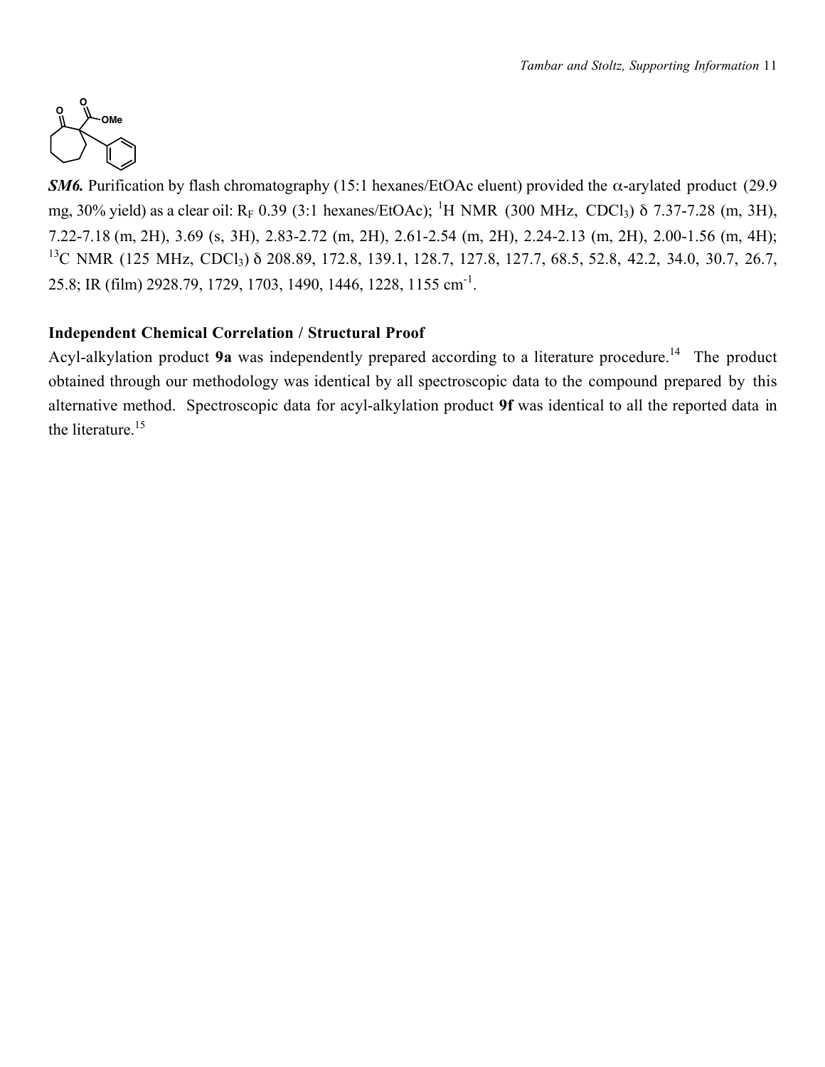***SM6.*** Purification by flash chromatography (15:1 hexanes/EtOAc eluent) provided the α-arylated product (29.9 mg, 30% yield) as a clear oil: $R_F$ 0.39 (3:1 hexanes/EtOAc); $^1$H NMR (300 MHz, $CDCl_3$) δ 7.37-7.28 (m, 3H), 7.22-7.18 (m, 2H), 3.69 (s, 3H), 2.83-2.72 (m, 2H), 2.61-2.54 (m, 2H), 2.24-2.13 (m, 2H), 2.00-1.56 (m, 4H); $^{13}$C NMR (125 MHz, $CDCl_3$) δ 208.89, 172.8, 139.1, 128.7, 127.8, 127.7, 68.5, 52.8, 42.2, 34.0, 30.7, 26.7, 25.8; IR (film) 2928.79, 1729, 1703, 1490, 1446, 1228, 1155 cm$^{-1}$.

**Independent Chemical Correlation / Structural Proof**

Acyl-alkylation product **9a** was independently prepared according to a literature procedure.[14] The product obtained through our methodology was identical by all spectroscopic data to the compound prepared by this alternative method. Spectroscopic data for acyl-alkylation product **9f** was identical to all the reported data in the literature.[15]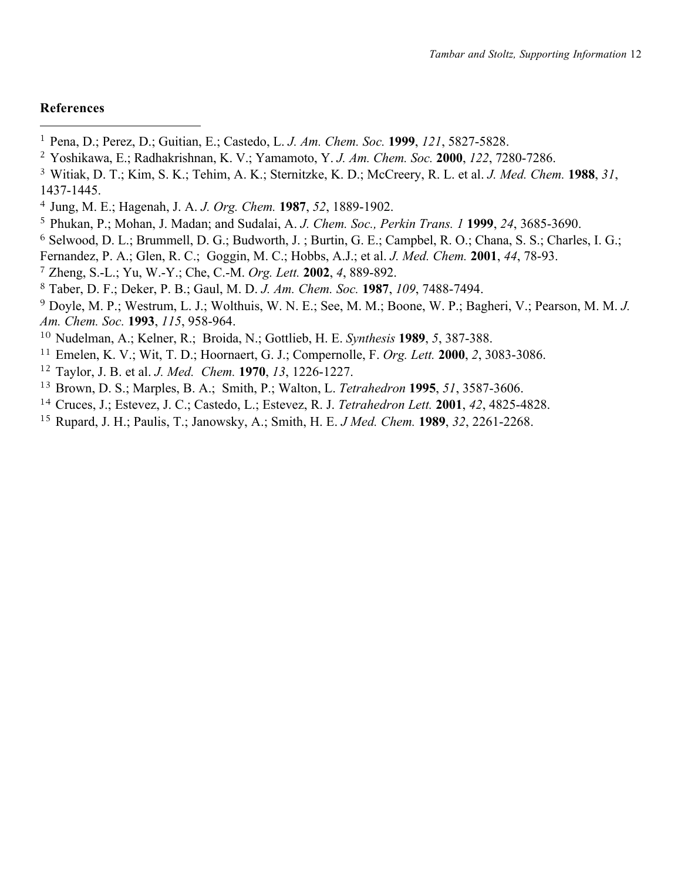**References**

[1] Pena, D.; Perez, D.; Guitian, E.; Castedo, L. *J. Am. Chem. Soc.* **1999**, *121*, 5827-5828.

[2] Yoshikawa, E.; Radhakrishnan, K. V.; Yamamoto, Y. *J. Am. Chem. Soc.* **2000**, *122*, 7280-7286.

[3] Witiak, D. T.; Kim, S. K.; Tehim, A. K.; Sternitzke, K. D.; McCreery, R. L. et al. *J. Med. Chem.* **1988**, *31*, 1437-1445.

[4] Jung, M. E.; Hagenah, J. A. *J. Org. Chem.* **1987**, *52*, 1889-1902.

[5] Phukan, P.; Mohan, J. Madan; and Sudalai, A. *J. Chem. Soc., Perkin Trans. 1* **1999**, *24*, 3685-3690.

[6] Selwood, D. L.; Brummell, D. G.; Budworth, J. ; Burtin, G. E.; Campbel, R. O.; Chana, S. S.; Charles, I. G.; Fernandez, P. A.; Glen, R. C.; Goggin, M. C.; Hobbs, A.J.; et al. *J. Med. Chem.* **2001**, *44*, 78-93.

[7] Zheng, S.-L.; Yu, W.-Y.; Che, C.-M. *Org. Lett.* **2002**, *4*, 889-892.

[8] Taber, D. F.; Deker, P. B.; Gaul, M. D. *J. Am. Chem. Soc.* **1987**, *109*, 7488-7494.

[9] Doyle, M. P.; Westrum, L. J.; Wolthuis, W. N. E.; See, M. M.; Boone, W. P.; Bagheri, V.; Pearson, M. M. *J. Am. Chem. Soc.* **1993**, *115*, 958-964.

[10] Nudelman, A.; Kelner, R.; Broida, N.; Gottlieb, H. E. *Synthesis* **1989**, *5*, 387-388.

[11] Emelen, K. V.; Wit, T. D.; Hoornaert, G. J.; Compernolle, F. *Org. Lett.* **2000**, *2*, 3083-3086.

[12] Taylor, J. B. et al. *J. Med. Chem.* **1970**, *13*, 1226-1227.

[13] Brown, D. S.; Marples, B. A.; Smith, P.; Walton, L. *Tetrahedron* **1995**, *51*, 3587-3606.

[14] Cruces, J.; Estevez, J. C.; Castedo, L.; Estevez, R. J. *Tetrahedron Lett.* **2001**, *42*, 4825-4828.

[15] Rupard, J. H.; Paulis, T.; Janowsky, A.; Smith, H. E. *J Med. Chem.* **1989**, *32*, 2261-2268.